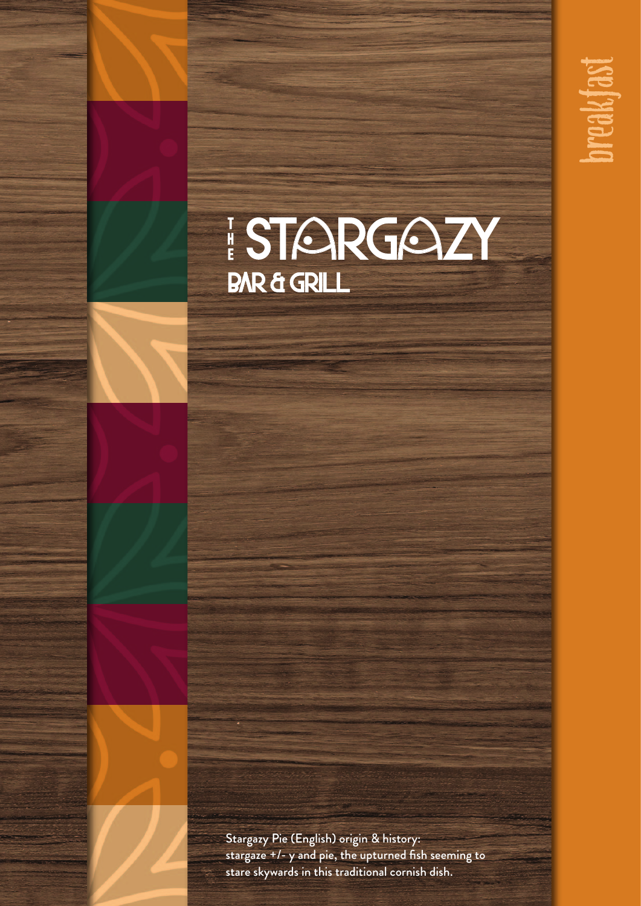# THE STARGAZY

## BAR & GRILL

breakfast

Stargazy Pie (English) origin & history:
stargaze +/- y and pie, the upturned fish seeming to stare skywards in this traditional cornish dish.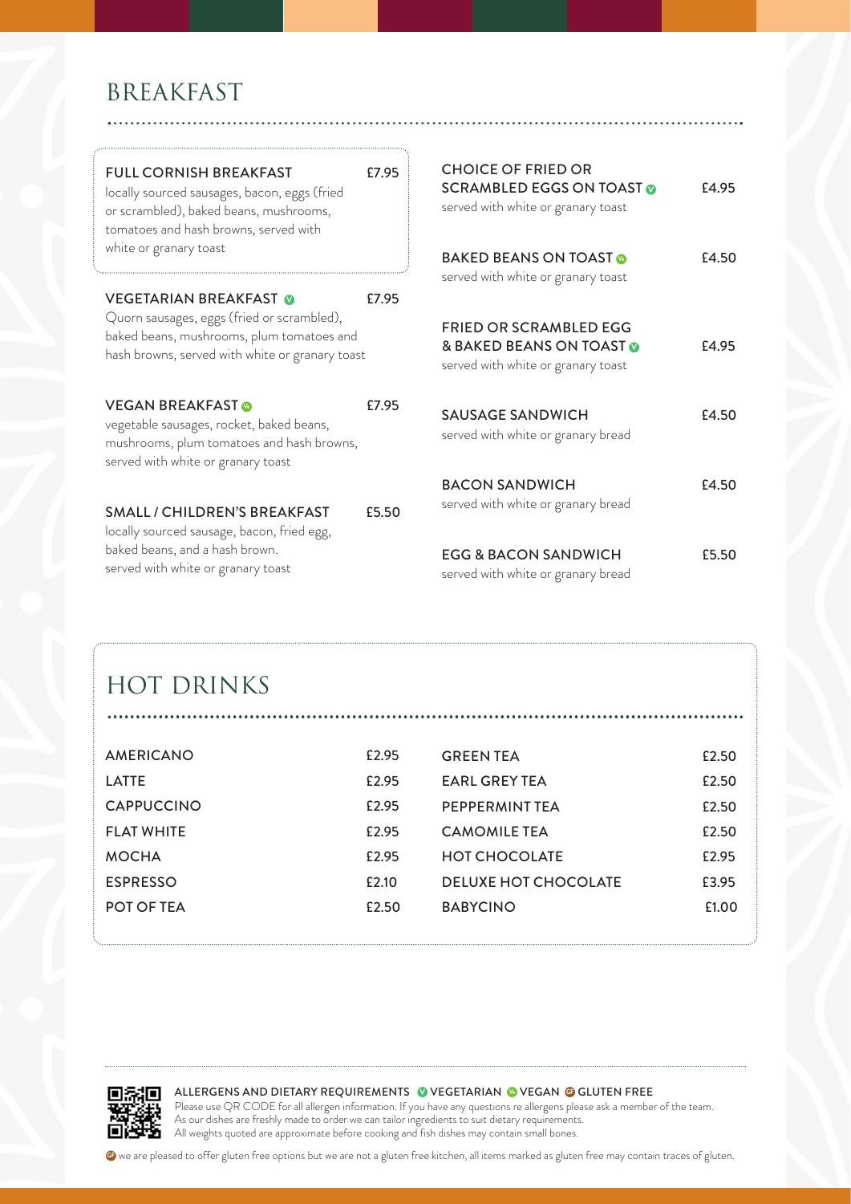# BREAKFAST

**FULL CORNISH BREAKFAST** £7.95
locally sourced sausages, bacon, eggs (fried or scrambled), baked beans, mushrooms, tomatoes and hash browns, served with white or granary toast

**VEGETARIAN BREAKFAST** (V) £7.95
Quorn sausages, eggs (fried or scrambled), baked beans, mushrooms, plum tomatoes and hash browns, served with white or granary toast

**VEGAN BREAKFAST** (Ve) £7.95
vegetable sausages, rocket, baked beans, mushrooms, plum tomatoes and hash browns, served with white or granary toast

**SMALL / CHILDREN'S BREAKFAST** £5.50
locally sourced sausage, bacon, fried egg, baked beans, and a hash brown. served with white or granary toast

**CHOICE OF FRIED OR SCRAMBLED EGGS ON TOAST** (V) £4.95
served with white or granary toast

**BAKED BEANS ON TOAST** (Ve) £4.50
served with white or granary toast

**FRIED OR SCRAMBLED EGG & BAKED BEANS ON TOAST** (V) £4.95
served with white or granary toast

**SAUSAGE SANDWICH** £4.50
served with white or granary bread

**BACON SANDWICH** £4.50
served with white or granary bread

**EGG & BACON SANDWICH** £5.50
served with white or granary bread

# HOT DRINKS

| | | | |
|---|---|---|---|
| AMERICANO | £2.95 | GREEN TEA | £2.50 |
| LATTE | £2.95 | EARL GREY TEA | £2.50 |
| CAPPUCCINO | £2.95 | PEPPERMINT TEA | £2.50 |
| FLAT WHITE | £2.95 | CAMOMILE TEA | £2.50 |
| MOCHA | £2.95 | HOT CHOCOLATE | £2.95 |
| ESPRESSO | £2.10 | DELUXE HOT CHOCOLATE | £3.95 |
| POT OF TEA | £2.50 | BABYCINO | £1.00 |

**ALLERGENS AND DIETARY REQUIREMENTS** (V) VEGETARIAN (Ve) VEGAN (GF) GLUTEN FREE

Please use QR CODE for all allergen information. If you have any questions re allergens please ask a member of the team.
As our dishes are freshly made to order we can tailor ingredients to suit dietary requirements.
All weights quoted are approximate before cooking and fish dishes may contain small bones.

(GF) we are pleased to offer gluten free options but we are not a gluten free kitchen, all items marked as gluten free may contain traces of gluten.